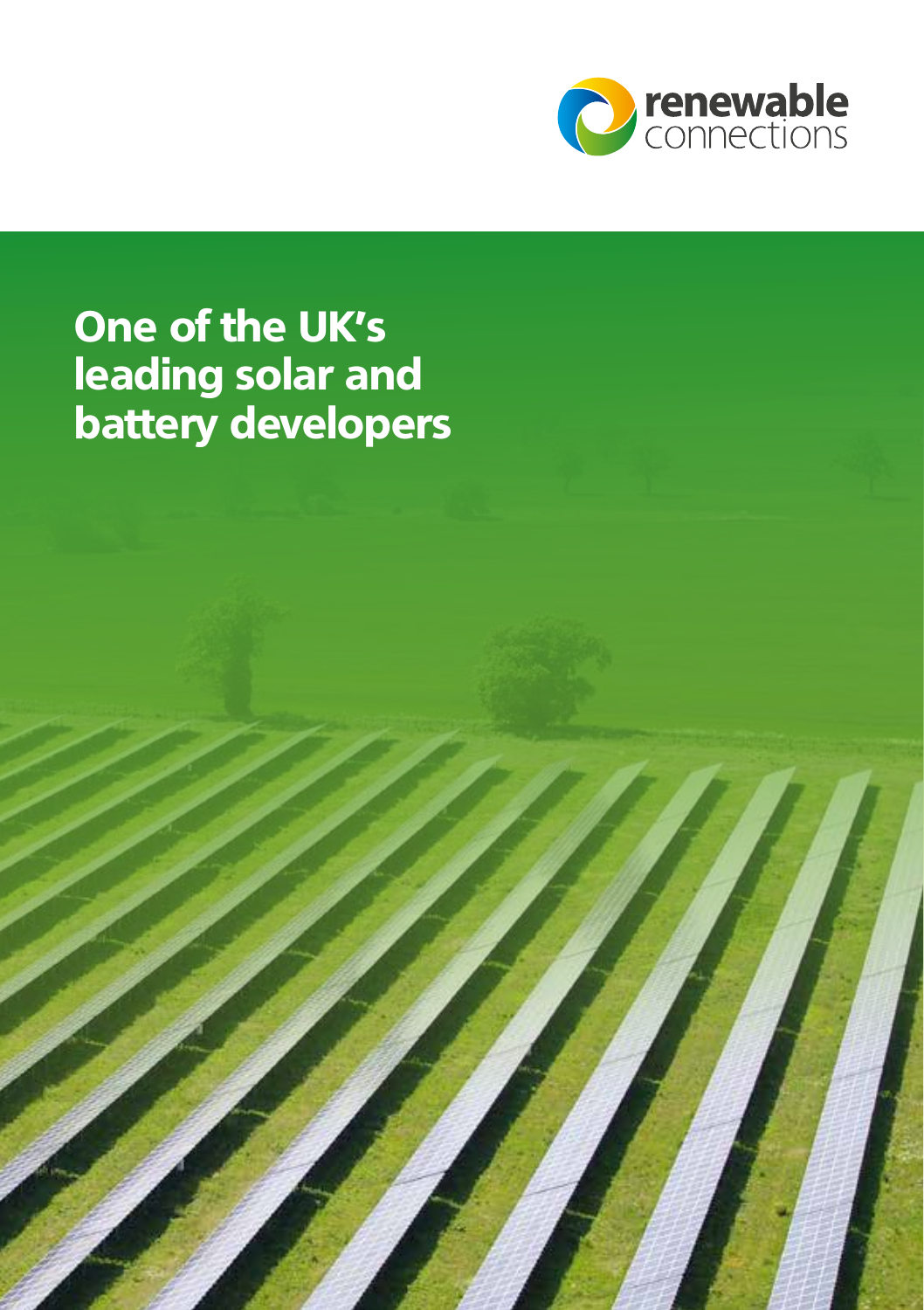renewable connections

# One of the UK's leading solar and battery developers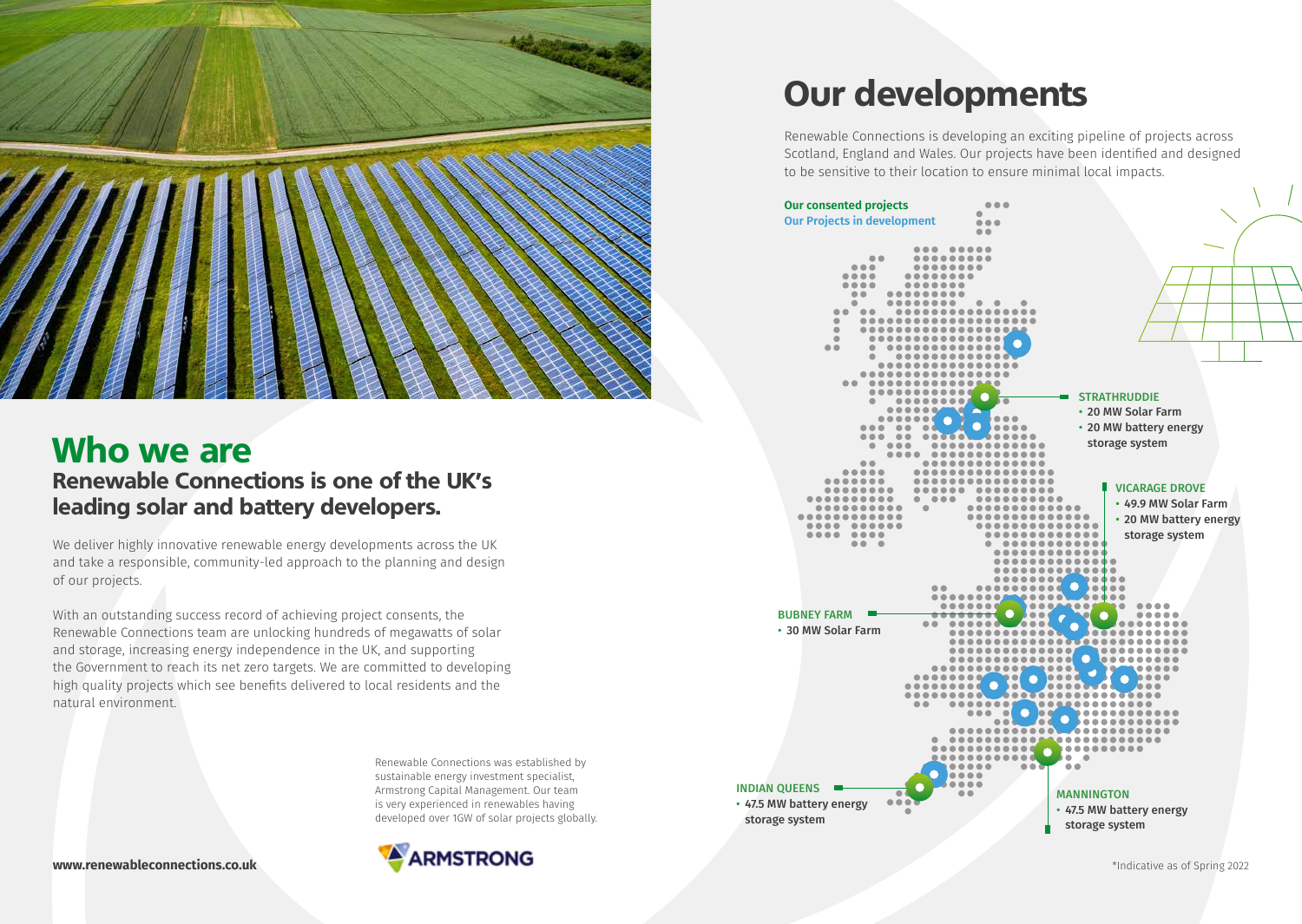# Who we are

## Renewable Connections is one of the UK's leading solar and battery developers.

We deliver highly innovative renewable energy developments across the UK and take a responsible, community-led approach to the planning and design of our projects.

With an outstanding success record of achieving project consents, the Renewable Connections team are unlocking hundreds of megawatts of solar and storage, increasing energy independence in the UK, and supporting the Government to reach its net zero targets. We are committed to developing high quality projects which see benefits delivered to local residents and the natural environment.

Renewable Connections was established by sustainable energy investment specialist, Armstrong Capital Management. Our team is very experienced in renewables having developed over 1GW of solar projects globally.

ARMSTRONG

**www.renewableconnections.co.uk**

# Our developments

Renewable Connections is developing an exciting pipeline of projects across Scotland, England and Wales. Our projects have been identified and designed to be sensitive to their location to ensure minimal local impacts.

**Our consented projects**

**Our Projects in development**

**STRATHRUDDIE**
- 20 MW Solar Farm
- 20 MW battery energy storage system

**VICARAGE DROVE**
- 49.9 MW Solar Farm
- 20 MW battery energy storage system

**BUBNEY FARM**
- 30 MW Solar Farm

**INDIAN QUEENS**
- 47.5 MW battery energy storage system

**MANNINGTON**
- 47.5 MW battery energy storage system

*Indicative as of Spring 2022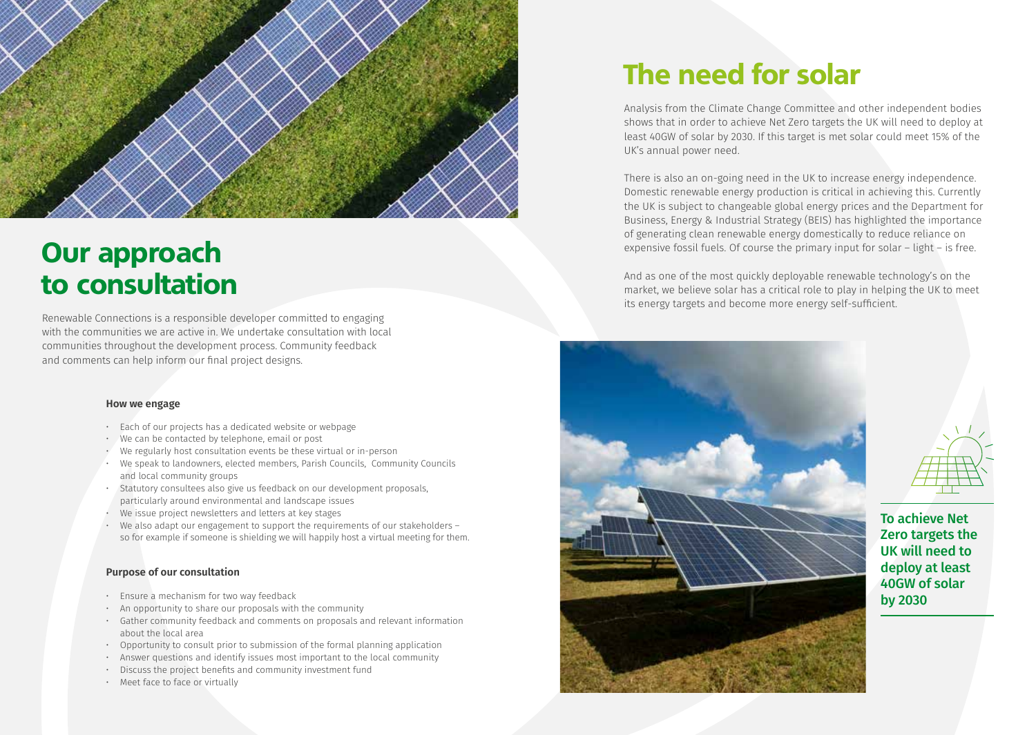# Our approach to consultation

Renewable Connections is a responsible developer committed to engaging with the communities we are active in. We undertake consultation with local communities throughout the development process. Community feedback and comments can help inform our final project designs.

### How we engage

- Each of our projects has a dedicated website or webpage
- We can be contacted by telephone, email or post
- We regularly host consultation events be these virtual or in-person
- We speak to landowners, elected members, Parish Councils, Community Councils and local community groups
- Statutory consultees also give us feedback on our development proposals, particularly around environmental and landscape issues
- We issue project newsletters and letters at key stages
- We also adapt our engagement to support the requirements of our stakeholders – so for example if someone is shielding we will happily host a virtual meeting for them.

### Purpose of our consultation

- Ensure a mechanism for two way feedback
- An opportunity to share our proposals with the community
- Gather community feedback and comments on proposals and relevant information about the local area
- Opportunity to consult prior to submission of the formal planning application
- Answer questions and identify issues most important to the local community
- Discuss the project benefits and community investment fund
- Meet face to face or virtually

# The need for solar

Analysis from the Climate Change Committee and other independent bodies shows that in order to achieve Net Zero targets the UK will need to deploy at least 40GW of solar by 2030. If this target is met solar could meet 15% of the UK's annual power need.

There is also an on-going need in the UK to increase energy independence. Domestic renewable energy production is critical in achieving this. Currently the UK is subject to changeable global energy prices and the Department for Business, Energy & Industrial Strategy (BEIS) has highlighted the importance of generating clean renewable energy domestically to reduce reliance on expensive fossil fuels. Of course the primary input for solar – light – is free.

And as one of the most quickly deployable renewable technology's on the market, we believe solar has a critical role to play in helping the UK to meet its energy targets and become more energy self-sufficient.

**To achieve Net Zero targets the UK will need to deploy at least 40GW of solar by 2030**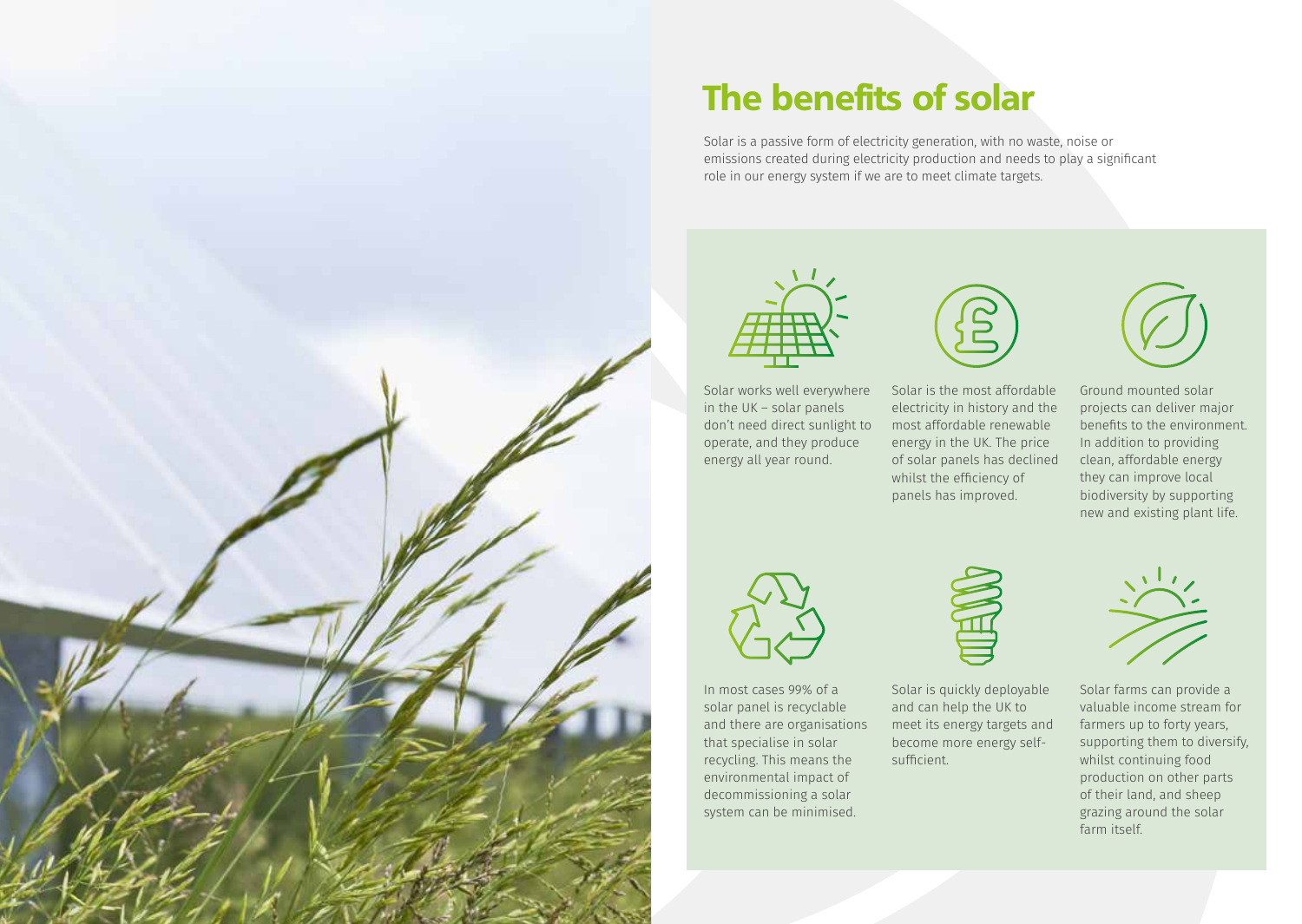# The benefits of solar

Solar is a passive form of electricity generation, with no waste, noise or emissions created during electricity production and needs to play a significant role in our energy system if we are to meet climate targets.

Solar works well everywhere in the UK – solar panels don't need direct sunlight to operate, and they produce energy all year round.

Solar is the most affordable electricity in history and the most affordable renewable energy in the UK. The price of solar panels has declined whilst the efficiency of panels has improved.

Ground mounted solar projects can deliver major benefits to the environment. In addition to providing clean, affordable energy they can improve local biodiversity by supporting new and existing plant life.

In most cases 99% of a solar panel is recyclable and there are organisations that specialise in solar recycling. This means the environmental impact of decommissioning a solar system can be minimised.

Solar is quickly deployable and can help the UK to meet its energy targets and become more energy self-sufficient.

Solar farms can provide a valuable income stream for farmers up to forty years, supporting them to diversify, whilst continuing food production on other parts of their land, and sheep grazing around the solar farm itself.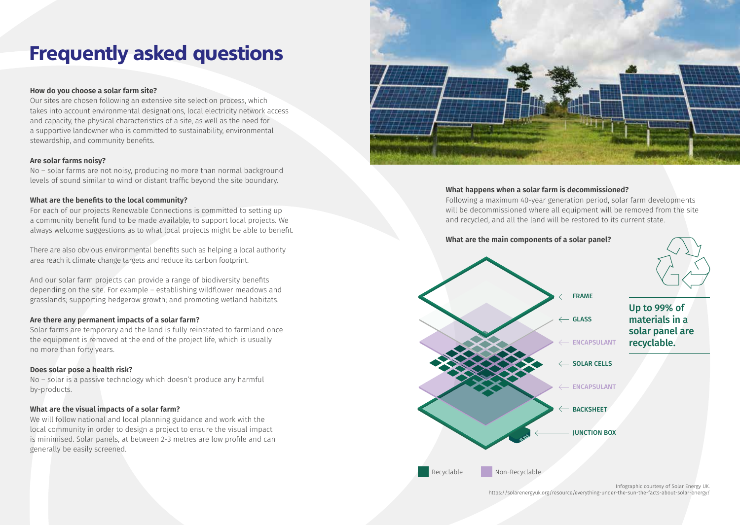# Frequently asked questions

**How do you choose a solar farm site?**

Our sites are chosen following an extensive site selection process, which takes into account environmental designations, local electricity network access and capacity, the physical characteristics of a site, as well as the need for a supportive landowner who is committed to sustainability, environmental stewardship, and community benefits.

**Are solar farms noisy?**

No – solar farms are not noisy, producing no more than normal background levels of sound similar to wind or distant traffic beyond the site boundary.

**What are the benefits to the local community?**

For each of our projects Renewable Connections is committed to setting up a community benefit fund to be made available, to support local projects. We always welcome suggestions as to what local projects might be able to benefit.

There are also obvious environmental benefits such as helping a local authority area reach it climate change targets and reduce its carbon footprint.

And our solar farm projects can provide a range of biodiversity benefits depending on the site. For example – establishing wildflower meadows and grasslands; supporting hedgerow growth; and promoting wetland habitats.

**Are there any permanent impacts of a solar farm?**

Solar farms are temporary and the land is fully reinstated to farmland once the equipment is removed at the end of the project life, which is usually no more than forty years.

**Does solar pose a health risk?**

No – solar is a passive technology which doesn't produce any harmful by-products.

**What are the visual impacts of a solar farm?**

We will follow national and local planning guidance and work with the local community in order to design a project to ensure the visual impact is minimised. Solar panels, at between 2-3 metres are low profile and can generally be easily screened.

**What happens when a solar farm is decommissioned?**

Following a maximum 40-year generation period, solar farm developments will be decommissioned where all equipment will be removed from the site and recycled, and all the land will be restored to its current state.

**What are the main components of a solar panel?**

- FRAME
- GLASS
- ENCAPSULANT
- SOLAR CELLS
- ENCAPSULANT
- BACKSHEET
- JUNCTION BOX

Recyclable | Non-Recyclable

**Up to 99% of materials in a solar panel are recyclable.**

Infographic courtesy of Solar Energy UK.
https://solarenergyuk.org/resource/everything-under-the-sun-the-facts-about-solar-energy/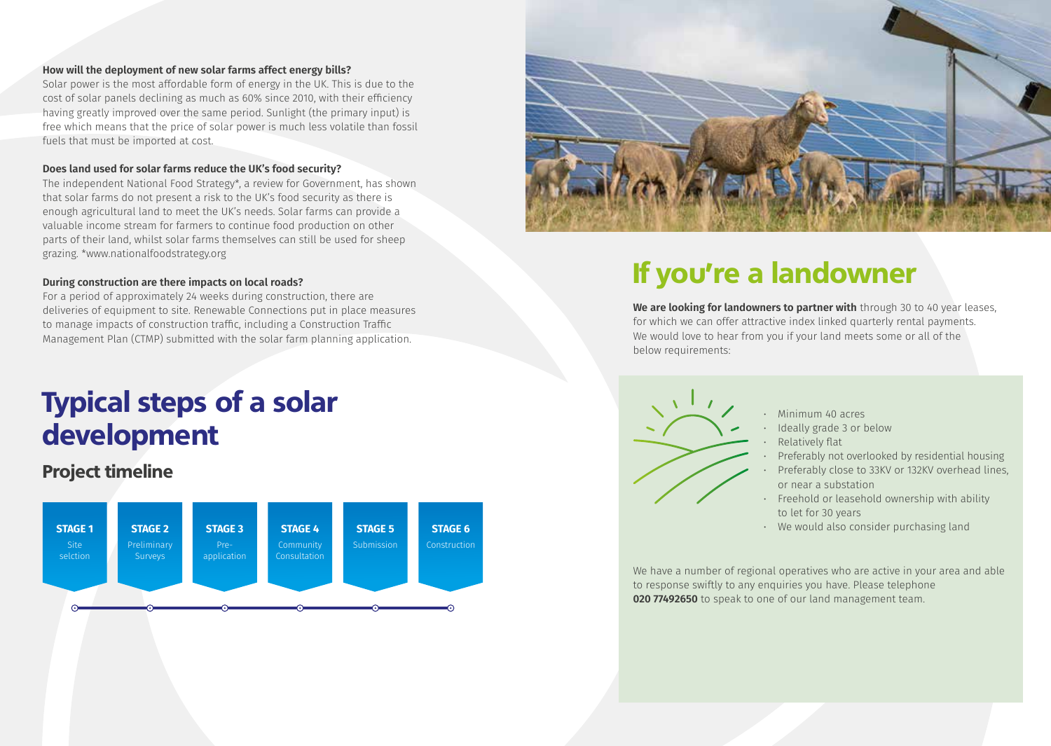**How will the deployment of new solar farms affect energy bills?**

Solar power is the most affordable form of energy in the UK. This is due to the cost of solar panels declining as much as 60% since 2010, with their efficiency having greatly improved over the same period. Sunlight (the primary input) is free which means that the price of solar power is much less volatile than fossil fuels that must be imported at cost.

**Does land used for solar farms reduce the UK's food security?**

The independent National Food Strategy*, a review for Government, has shown that solar farms do not present a risk to the UK's food security as there is enough agricultural land to meet the UK's needs. Solar farms can provide a valuable income stream for farmers to continue food production on other parts of their land, whilst solar farms themselves can still be used for sheep grazing. *www.nationalfoodstrategy.org

**During construction are there impacts on local roads?**

For a period of approximately 24 weeks during construction, there are deliveries of equipment to site. Renewable Connections put in place measures to manage impacts of construction traffic, including a Construction Traffic Management Plan (CTMP) submitted with the solar farm planning application.

# Typical steps of a solar development

## Project timeline

| STAGE 1 | STAGE 2 | STAGE 3 | STAGE 4 | STAGE 5 | STAGE 6 |
|---|---|---|---|---|---|
| Site selction | Preliminary Surveys | Pre-application | Community Consultation | Submission | Construction |

# If you're a landowner

**We are looking for landowners to partner with** through 30 to 40 year leases, for which we can offer attractive index linked quarterly rental payments. We would love to hear from you if your land meets some or all of the below requirements:

- Minimum 40 acres
- Ideally grade 3 or below
- Relatively flat
- Preferably not overlooked by residential housing
- Preferably close to 33KV or 132KV overhead lines, or near a substation
- Freehold or leasehold ownership with ability to let for 30 years
- We would also consider purchasing land

We have a number of regional operatives who are active in your area and able to response swiftly to any enquiries you have. Please telephone **020 77492650** to speak to one of our land management team.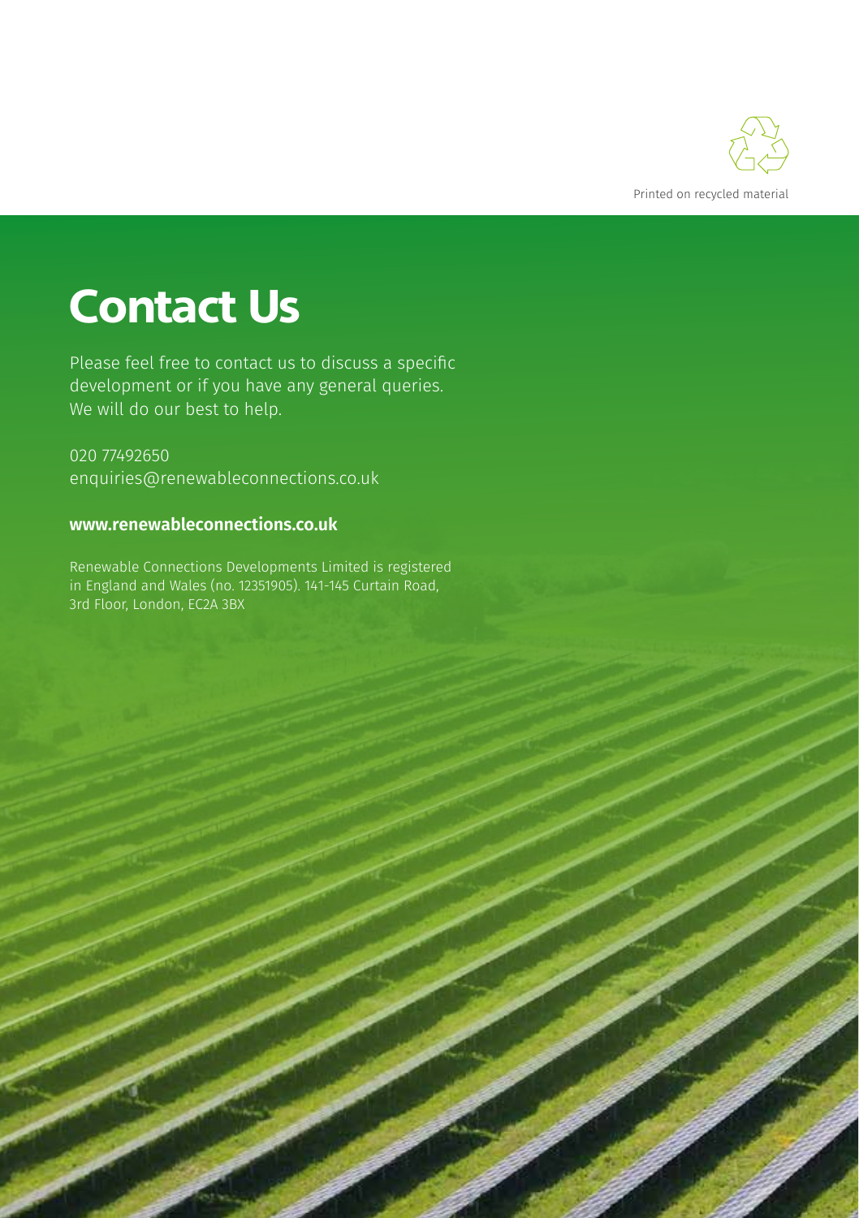Printed on recycled material

# Contact Us

Please feel free to contact us to discuss a specific development or if you have any general queries. We will do our best to help.

020 77492650
enquiries@renewableconnections.co.uk

**www.renewableconnections.co.uk**

Renewable Connections Developments Limited is registered in England and Wales (no. 12351905). 141-145 Curtain Road, 3rd Floor, London, EC2A 3BX